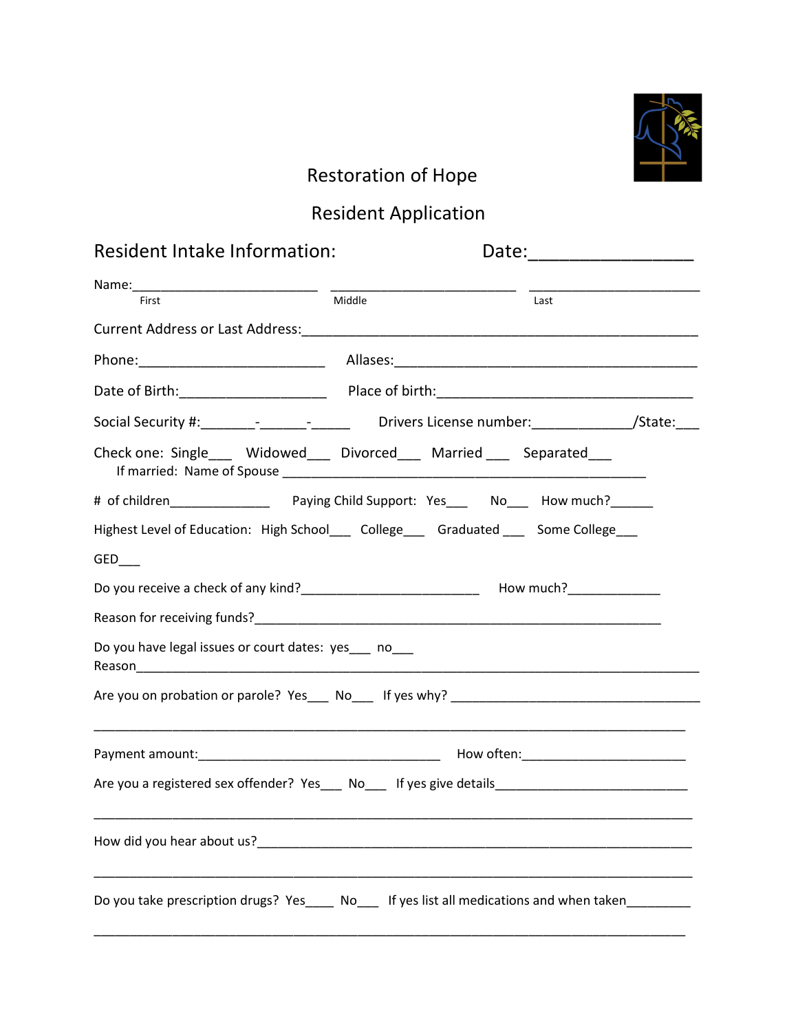# Restoration of Hope

## Resident Application

## Resident Intake Information: Date:_______________

Name:_________________________ _________________________ ______________________
First Middle Last

Current Address or Last Address:_____________________________________________________

Phone:_______________________ Allases:_________________________________________

Date of Birth:__________________ Place of birth:__________________________________

Social Security #:_______-______-_____ Drivers License number:____________/State:___

Check one: Single___ Widowed___ Divorced___ Married ___ Separated___
If married: Name of Spouse ________________________________________________

# of children_____________ Paying Child Support: Yes___ No___ How much?______

Highest Level of Education: High School___ College___ Graduated ___ Some College___

GED___

Do you receive a check of any kind?________________________ How much?____________

Reason for receiving funds?_______________________________________________________

Do you have legal issues or court dates: yes___ no___
Reason__________________________________________________________________________

Are you on probation or parole? Yes___ No___ If yes why? _________________________________

_____________________________________________________________________________

Payment amount:_________________________________ How often:______________________

Are you a registered sex offender? Yes___ No___ If yes give details__________________________

_____________________________________________________________________________

How did you hear about us?__________________________________________________________

_____________________________________________________________________________

Do you take prescription drugs? Yes____ No___ If yes list all medications and when taken________

_____________________________________________________________________________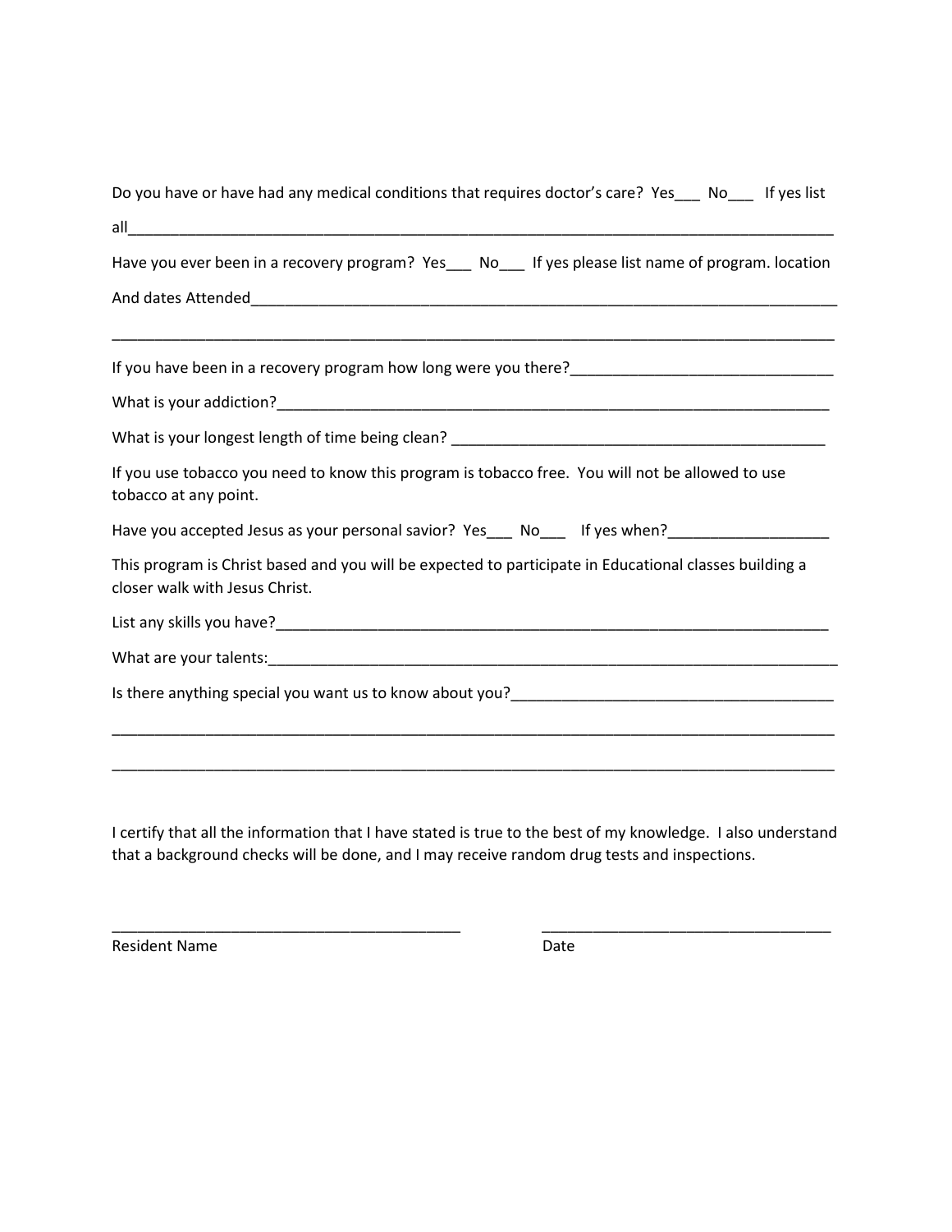Do you have or have had any medical conditions that requires doctor's care? Yes___ No___ If yes list all_______________________________________________________________________________

Have you ever been in a recovery program? Yes___ No___ If yes please list name of program. location And dates Attended_________________________________________________________________

_______________________________________________________________________________________

If you have been in a recovery program how long were you there?______________________________

What is your addiction?_________________________________________________________________

What is your longest length of time being clean? ___________________________________________

If you use tobacco you need to know this program is tobacco free. You will not be allowed to use tobacco at any point.

Have you accepted Jesus as your personal savior? Yes___ No___ If yes when?__________________

This program is Christ based and you will be expected to participate in Educational classes building a closer walk with Jesus Christ.

List any skills you have?________________________________________________________________

What are your talents:_________________________________________________________________

Is there anything special you want us to know about you?_____________________________________

_______________________________________________________________________________________

_______________________________________________________________________________________

I certify that all the information that I have stated is true to the best of my knowledge. I also understand that a background checks will be done, and I may receive random drug tests and inspections.

________________________________________ ________________________________

Resident Name Date